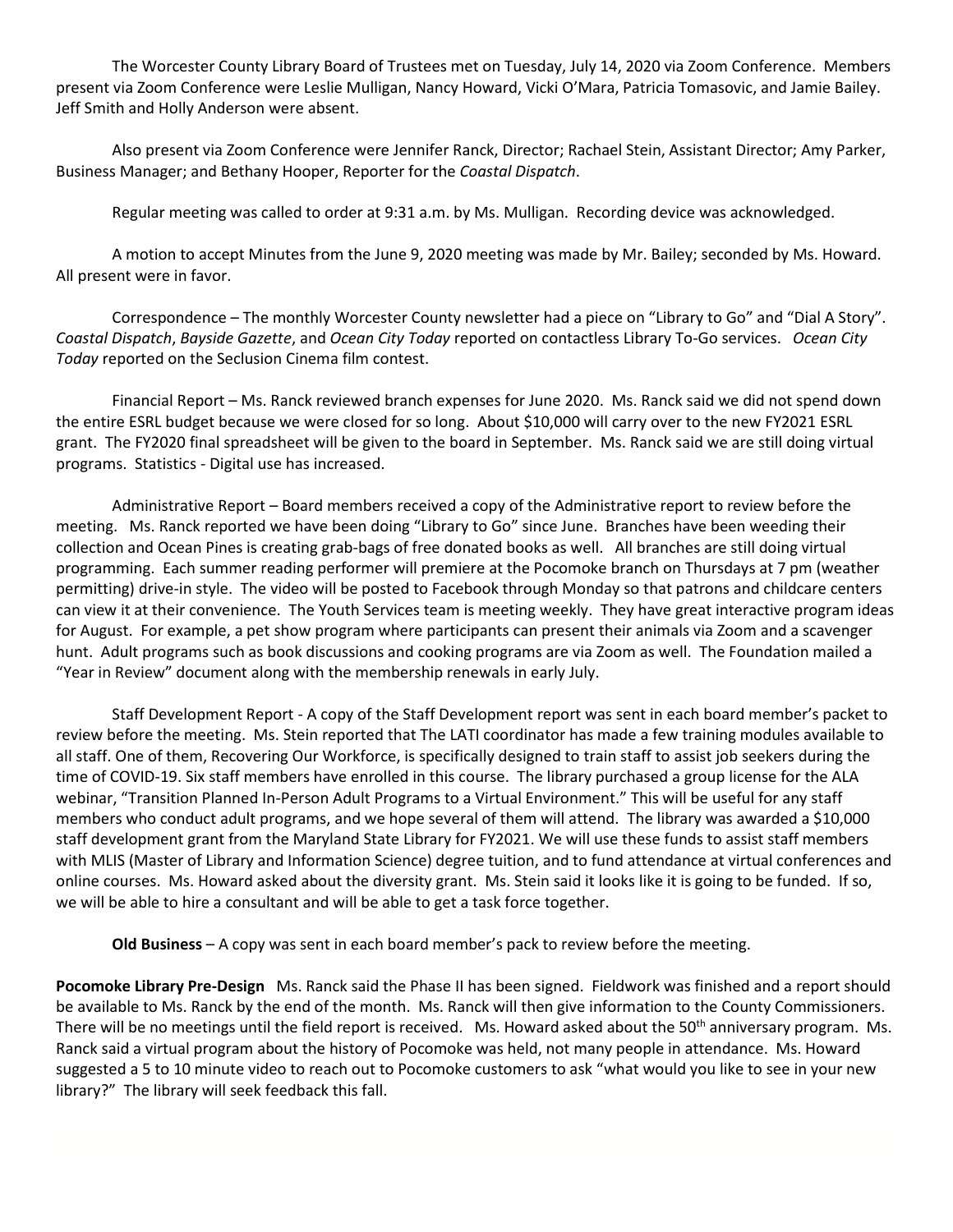The Worcester County Library Board of Trustees met on Tuesday, July 14, 2020 via Zoom Conference. Members present via Zoom Conference were Leslie Mulligan, Nancy Howard, Vicki O'Mara, Patricia Tomasovic, and Jamie Bailey. Jeff Smith and Holly Anderson were absent.

Also present via Zoom Conference were Jennifer Ranck, Director; Rachael Stein, Assistant Director; Amy Parker, Business Manager; and Bethany Hooper, Reporter for the *Coastal Dispatch*.

Regular meeting was called to order at 9:31 a.m. by Ms. Mulligan. Recording device was acknowledged.

A motion to accept Minutes from the June 9, 2020 meeting was made by Mr. Bailey; seconded by Ms. Howard. All present were in favor.

Correspondence – The monthly Worcester County newsletter had a piece on "Library to Go" and "Dial A Story". *Coastal Dispatch*, *Bayside Gazette*, and *Ocean City Today* reported on contactless Library To-Go services. *Ocean City Today* reported on the Seclusion Cinema film contest.

Financial Report – Ms. Ranck reviewed branch expenses for June 2020. Ms. Ranck said we did not spend down the entire ESRL budget because we were closed for so long. About $10,000 will carry over to the new FY2021 ESRL grant. The FY2020 final spreadsheet will be given to the board in September. Ms. Ranck said we are still doing virtual programs. Statistics - Digital use has increased.

Administrative Report – Board members received a copy of the Administrative report to review before the meeting. Ms. Ranck reported we have been doing "Library to Go" since June. Branches have been weeding their collection and Ocean Pines is creating grab-bags of free donated books as well. All branches are still doing virtual programming. Each summer reading performer will premiere at the Pocomoke branch on Thursdays at 7 pm (weather permitting) drive-in style. The video will be posted to Facebook through Monday so that patrons and childcare centers can view it at their convenience. The Youth Services team is meeting weekly. They have great interactive program ideas for August. For example, a pet show program where participants can present their animals via Zoom and a scavenger hunt. Adult programs such as book discussions and cooking programs are via Zoom as well. The Foundation mailed a "Year in Review" document along with the membership renewals in early July.

Staff Development Report - A copy of the Staff Development report was sent in each board member's packet to review before the meeting. Ms. Stein reported that The LATI coordinator has made a few training modules available to all staff. One of them, Recovering Our Workforce, is specifically designed to train staff to assist job seekers during the time of COVID-19. Six staff members have enrolled in this course. The library purchased a group license for the ALA webinar, "Transition Planned In-Person Adult Programs to a Virtual Environment." This will be useful for any staff members who conduct adult programs, and we hope several of them will attend. The library was awarded a $10,000 staff development grant from the Maryland State Library for FY2021. We will use these funds to assist staff members with MLIS (Master of Library and Information Science) degree tuition, and to fund attendance at virtual conferences and online courses. Ms. Howard asked about the diversity grant. Ms. Stein said it looks like it is going to be funded. If so, we will be able to hire a consultant and will be able to get a task force together.

**Old Business** – A copy was sent in each board member's pack to review before the meeting.

**Pocomoke Library Pre-Design** Ms. Ranck said the Phase II has been signed. Fieldwork was finished and a report should be available to Ms. Ranck by the end of the month. Ms. Ranck will then give information to the County Commissioners. There will be no meetings until the field report is received. Ms. Howard asked about the 50th anniversary program. Ms. Ranck said a virtual program about the history of Pocomoke was held, not many people in attendance. Ms. Howard suggested a 5 to 10 minute video to reach out to Pocomoke customers to ask "what would you like to see in your new library?" The library will seek feedback this fall.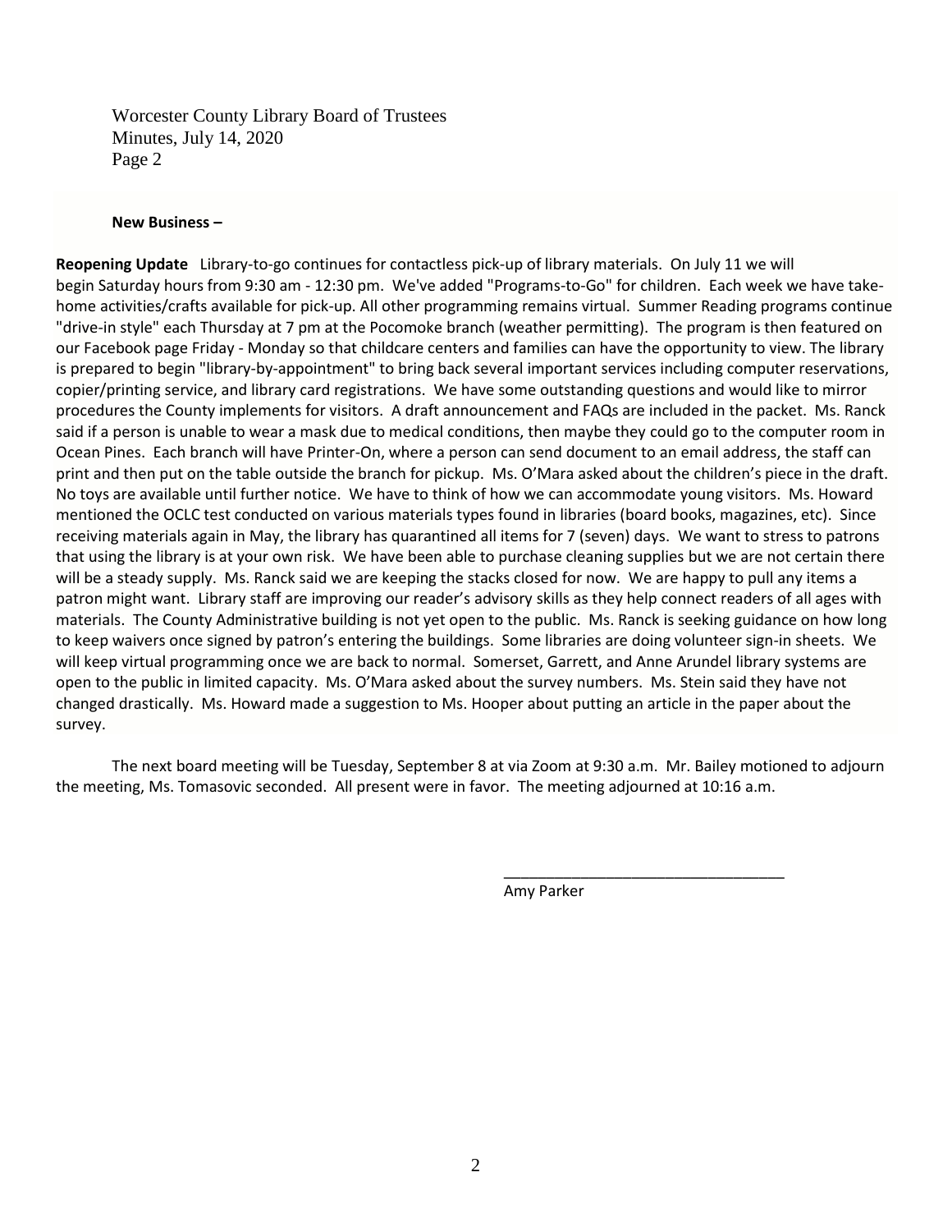**New Business –**

**Reopening Update** Library-to-go continues for contactless pick-up of library materials. On July 11 we will begin Saturday hours from 9:30 am - 12:30 pm. We've added "Programs-to-Go" for children. Each week we have take-home activities/crafts available for pick-up. All other programming remains virtual. Summer Reading programs continue "drive-in style" each Thursday at 7 pm at the Pocomoke branch (weather permitting). The program is then featured on our Facebook page Friday - Monday so that childcare centers and families can have the opportunity to view. The library is prepared to begin "library-by-appointment" to bring back several important services including computer reservations, copier/printing service, and library card registrations. We have some outstanding questions and would like to mirror procedures the County implements for visitors. A draft announcement and FAQs are included in the packet. Ms. Ranck said if a person is unable to wear a mask due to medical conditions, then maybe they could go to the computer room in Ocean Pines. Each branch will have Printer-On, where a person can send document to an email address, the staff can print and then put on the table outside the branch for pickup. Ms. O'Mara asked about the children's piece in the draft. No toys are available until further notice. We have to think of how we can accommodate young visitors. Ms. Howard mentioned the OCLC test conducted on various materials types found in libraries (board books, magazines, etc). Since receiving materials again in May, the library has quarantined all items for 7 (seven) days. We want to stress to patrons that using the library is at your own risk. We have been able to purchase cleaning supplies but we are not certain there will be a steady supply. Ms. Ranck said we are keeping the stacks closed for now. We are happy to pull any items a patron might want. Library staff are improving our reader's advisory skills as they help connect readers of all ages with materials. The County Administrative building is not yet open to the public. Ms. Ranck is seeking guidance on how long to keep waivers once signed by patron's entering the buildings. Some libraries are doing volunteer sign-in sheets. We will keep virtual programming once we are back to normal. Somerset, Garrett, and Anne Arundel library systems are open to the public in limited capacity. Ms. O'Mara asked about the survey numbers. Ms. Stein said they have not changed drastically. Ms. Howard made a suggestion to Ms. Hooper about putting an article in the paper about the survey.

The next board meeting will be Tuesday, September 8 at via Zoom at 9:30 a.m. Mr. Bailey motioned to adjourn the meeting, Ms. Tomasovic seconded. All present were in favor. The meeting adjourned at 10:16 a.m.

\_\_\_\_\_\_\_\_\_\_\_\_\_\_\_\_\_\_\_\_\_\_\_\_\_\_\_\_\_\_\_\_\_\_

Amy Parker